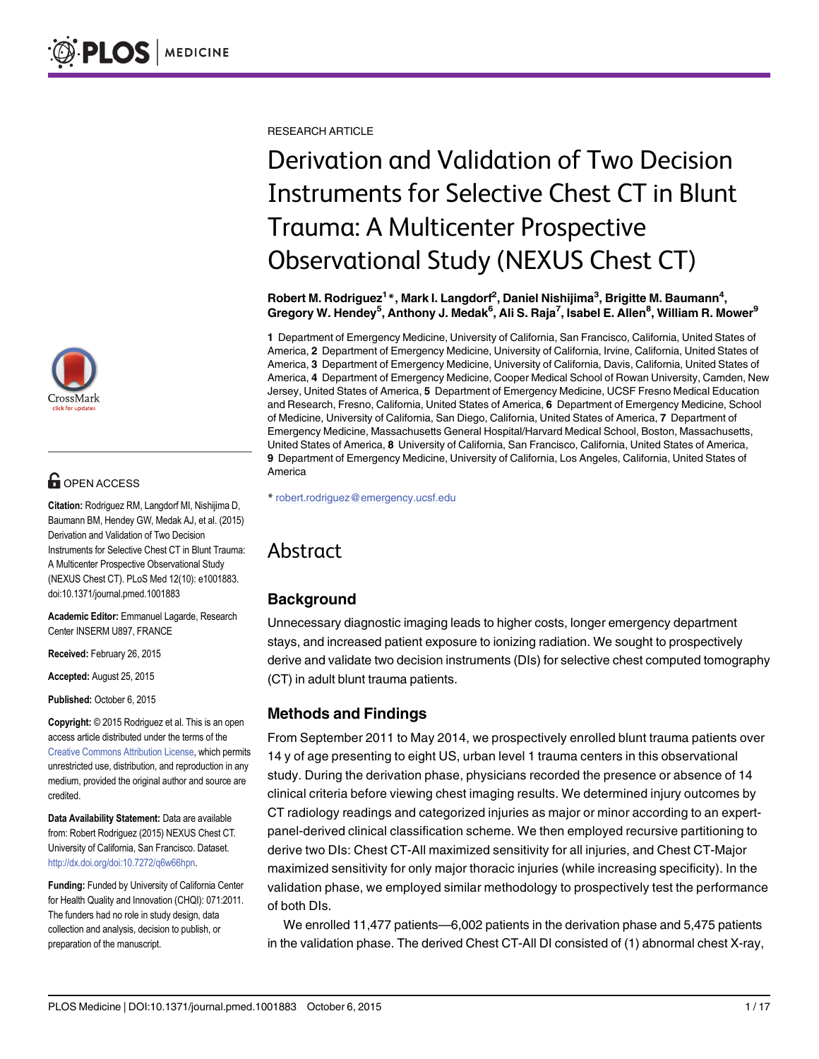RESEARCH ARTICLE

# Derivation and Validation of Two Decision Instruments for Selective Chest CT in Blunt Trauma: A Multicenter Prospective Observational Study (NEXUS Chest CT)

**Robert M. Rodriguez[1]*, Mark I. Langdorf[2], Daniel Nishijima[3], Brigitte M. Baumann[4], Gregory W. Hendey[5], Anthony J. Medak[6], Ali S. Raja[7], Isabel E. Allen[8], William R. Mower[9]**

**1** Department of Emergency Medicine, University of California, San Francisco, California, United States of America, **2** Department of Emergency Medicine, University of California, Irvine, California, United States of America, **3** Department of Emergency Medicine, University of California, Davis, California, United States of America, **4** Department of Emergency Medicine, Cooper Medical School of Rowan University, Camden, New Jersey, United States of America, **5** Department of Emergency Medicine, UCSF Fresno Medical Education and Research, Fresno, California, United States of America, **6** Department of Emergency Medicine, School of Medicine, University of California, San Diego, California, United States of America, **7** Department of Emergency Medicine, Massachusetts General Hospital/Harvard Medical School, Boston, Massachusetts, United States of America, **8** University of California, San Francisco, California, United States of America, **9** Department of Emergency Medicine, University of California, Los Angeles, California, United States of America

* robert.rodriguez@emergency.ucsf.edu

OPEN ACCESS

**Citation:** Rodriguez RM, Langdorf MI, Nishijima D, Baumann BM, Hendey GW, Medak AJ, et al. (2015) Derivation and Validation of Two Decision Instruments for Selective Chest CT in Blunt Trauma: A Multicenter Prospective Observational Study (NEXUS Chest CT). PLoS Med 12(10): e1001883. doi:10.1371/journal.pmed.1001883

**Academic Editor:** Emmanuel Lagarde, Research Center INSERM U897, FRANCE

**Received:** February 26, 2015

**Accepted:** August 25, 2015

**Published:** October 6, 2015

**Copyright:** © 2015 Rodriguez et al. This is an open access article distributed under the terms of the Creative Commons Attribution License, which permits unrestricted use, distribution, and reproduction in any medium, provided the original author and source are credited.

**Data Availability Statement:** Data are available from: Robert Rodriguez (2015) NEXUS Chest CT. University of California, San Francisco. Dataset. http://dx.doi.org/doi:10.7272/q6w66hpn.

**Funding:** Funded by University of California Center for Health Quality and Innovation (CHQI): 071:2011. The funders had no role in study design, data collection and analysis, decision to publish, or preparation of the manuscript.

## Abstract

### Background

Unnecessary diagnostic imaging leads to higher costs, longer emergency department stays, and increased patient exposure to ionizing radiation. We sought to prospectively derive and validate two decision instruments (DIs) for selective chest computed tomography (CT) in adult blunt trauma patients.

### Methods and Findings

From September 2011 to May 2014, we prospectively enrolled blunt trauma patients over 14 y of age presenting to eight US, urban level 1 trauma centers in this observational study. During the derivation phase, physicians recorded the presence or absence of 14 clinical criteria before viewing chest imaging results. We determined injury outcomes by CT radiology readings and categorized injuries as major or minor according to an expert-panel-derived clinical classification scheme. We then employed recursive partitioning to derive two DIs: Chest CT-All maximized sensitivity for all injuries, and Chest CT-Major maximized sensitivity for only major thoracic injuries (while increasing specificity). In the validation phase, we employed similar methodology to prospectively test the performance of both DIs.

We enrolled 11,477 patients—6,002 patients in the derivation phase and 5,475 patients in the validation phase. The derived Chest CT-All DI consisted of (1) abnormal chest X-ray,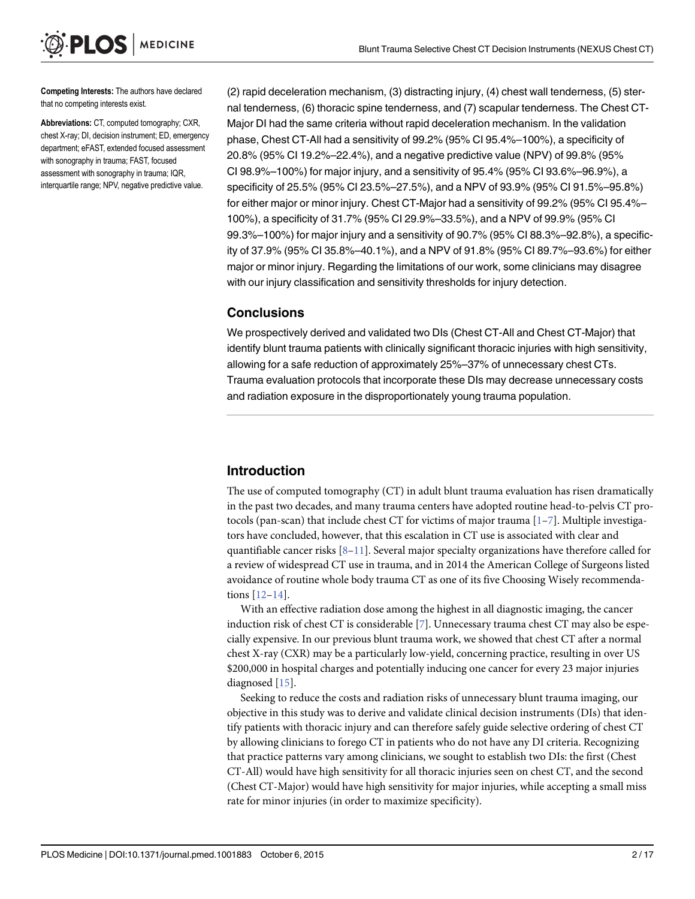**Competing Interests:** The authors have declared that no competing interests exist.

**Abbreviations:** CT, computed tomography; CXR, chest X-ray; DI, decision instrument; ED, emergency department; eFAST, extended focused assessment with sonography in trauma; FAST, focused assessment with sonography in trauma; IQR, interquartile range; NPV, negative predictive value.

(2) rapid deceleration mechanism, (3) distracting injury, (4) chest wall tenderness, (5) sternal tenderness, (6) thoracic spine tenderness, and (7) scapular tenderness. The Chest CT-Major DI had the same criteria without rapid deceleration mechanism. In the validation phase, Chest CT-All had a sensitivity of 99.2% (95% CI 95.4%–100%), a specificity of 20.8% (95% CI 19.2%–22.4%), and a negative predictive value (NPV) of 99.8% (95% CI 98.9%–100%) for major injury, and a sensitivity of 95.4% (95% CI 93.6%–96.9%), a specificity of 25.5% (95% CI 23.5%–27.5%), and a NPV of 93.9% (95% CI 91.5%–95.8%) for either major or minor injury. Chest CT-Major had a sensitivity of 99.2% (95% CI 95.4%–100%), a specificity of 31.7% (95% CI 29.9%–33.5%), and a NPV of 99.9% (95% CI 99.3%–100%) for major injury and a sensitivity of 90.7% (95% CI 88.3%–92.8%), a specificity of 37.9% (95% CI 35.8%–40.1%), and a NPV of 91.8% (95% CI 89.7%–93.6%) for either major or minor injury. Regarding the limitations of our work, some clinicians may disagree with our injury classification and sensitivity thresholds for injury detection.

## Conclusions

We prospectively derived and validated two DIs (Chest CT-All and Chest CT-Major) that identify blunt trauma patients with clinically significant thoracic injuries with high sensitivity, allowing for a safe reduction of approximately 25%–37% of unnecessary chest CTs. Trauma evaluation protocols that incorporate these DIs may decrease unnecessary costs and radiation exposure in the disproportionately young trauma population.

## Introduction

The use of computed tomography (CT) in adult blunt trauma evaluation has risen dramatically in the past two decades, and many trauma centers have adopted routine head-to-pelvis CT protocols (pan-scan) that include chest CT for victims of major trauma [1–7]. Multiple investigators have concluded, however, that this escalation in CT use is associated with clear and quantifiable cancer risks [8–11]. Several major specialty organizations have therefore called for a review of widespread CT use in trauma, and in 2014 the American College of Surgeons listed avoidance of routine whole body trauma CT as one of its five Choosing Wisely recommendations [12–14].

With an effective radiation dose among the highest in all diagnostic imaging, the cancer induction risk of chest CT is considerable [7]. Unnecessary trauma chest CT may also be especially expensive. In our previous blunt trauma work, we showed that chest CT after a normal chest X-ray (CXR) may be a particularly low-yield, concerning practice, resulting in over US $200,000 in hospital charges and potentially inducing one cancer for every 23 major injuries diagnosed [15].

Seeking to reduce the costs and radiation risks of unnecessary blunt trauma imaging, our objective in this study was to derive and validate clinical decision instruments (DIs) that identify patients with thoracic injury and can therefore safely guide selective ordering of chest CT by allowing clinicians to forego CT in patients who do not have any DI criteria. Recognizing that practice patterns vary among clinicians, we sought to establish two DIs: the first (Chest CT-All) would have high sensitivity for all thoracic injuries seen on chest CT, and the second (Chest CT-Major) would have high sensitivity for major injuries, while accepting a small miss rate for minor injuries (in order to maximize specificity).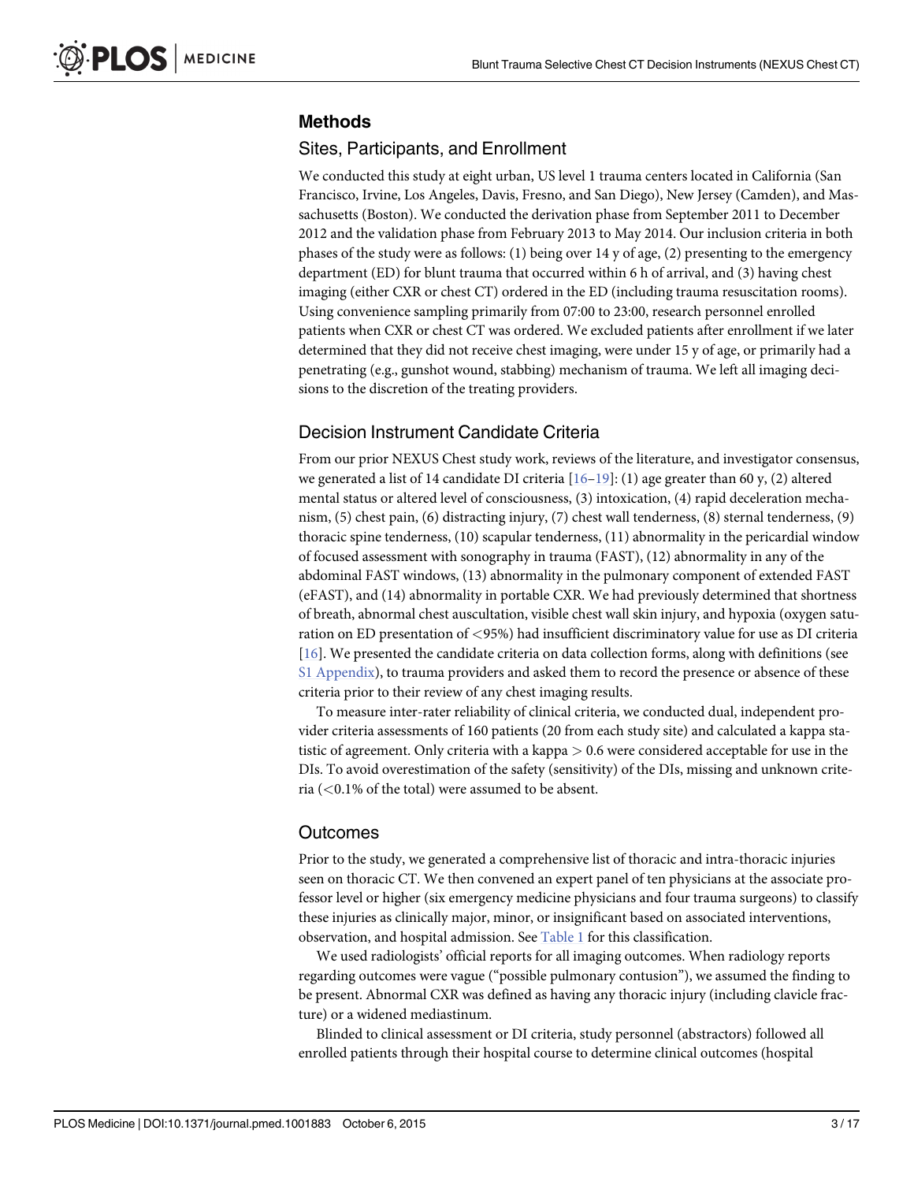## Methods

### Sites, Participants, and Enrollment

We conducted this study at eight urban, US level 1 trauma centers located in California (San Francisco, Irvine, Los Angeles, Davis, Fresno, and San Diego), New Jersey (Camden), and Massachusetts (Boston). We conducted the derivation phase from September 2011 to December 2012 and the validation phase from February 2013 to May 2014. Our inclusion criteria in both phases of the study were as follows: (1) being over 14 y of age, (2) presenting to the emergency department (ED) for blunt trauma that occurred within 6 h of arrival, and (3) having chest imaging (either CXR or chest CT) ordered in the ED (including trauma resuscitation rooms). Using convenience sampling primarily from 07:00 to 23:00, research personnel enrolled patients when CXR or chest CT was ordered. We excluded patients after enrollment if we later determined that they did not receive chest imaging, were under 15 y of age, or primarily had a penetrating (e.g., gunshot wound, stabbing) mechanism of trauma. We left all imaging decisions to the discretion of the treating providers.

### Decision Instrument Candidate Criteria

From our prior NEXUS Chest study work, reviews of the literature, and investigator consensus, we generated a list of 14 candidate DI criteria [16–19]: (1) age greater than 60 y, (2) altered mental status or altered level of consciousness, (3) intoxication, (4) rapid deceleration mechanism, (5) chest pain, (6) distracting injury, (7) chest wall tenderness, (8) sternal tenderness, (9) thoracic spine tenderness, (10) scapular tenderness, (11) abnormality in the pericardial window of focused assessment with sonography in trauma (FAST), (12) abnormality in any of the abdominal FAST windows, (13) abnormality in the pulmonary component of extended FAST (eFAST), and (14) abnormality in portable CXR. We had previously determined that shortness of breath, abnormal chest auscultation, visible chest wall skin injury, and hypoxia (oxygen saturation on ED presentation of <95%) had insufficient discriminatory value for use as DI criteria [16]. We presented the candidate criteria on data collection forms, along with definitions (see S1 Appendix), to trauma providers and asked them to record the presence or absence of these criteria prior to their review of any chest imaging results.

To measure inter-rater reliability of clinical criteria, we conducted dual, independent provider criteria assessments of 160 patients (20 from each study site) and calculated a kappa statistic of agreement. Only criteria with a kappa > 0.6 were considered acceptable for use in the DIs. To avoid overestimation of the safety (sensitivity) of the DIs, missing and unknown criteria (<0.1% of the total) were assumed to be absent.

### Outcomes

Prior to the study, we generated a comprehensive list of thoracic and intra-thoracic injuries seen on thoracic CT. We then convened an expert panel of ten physicians at the associate professor level or higher (six emergency medicine physicians and four trauma surgeons) to classify these injuries as clinically major, minor, or insignificant based on associated interventions, observation, and hospital admission. See Table 1 for this classification.

We used radiologists' official reports for all imaging outcomes. When radiology reports regarding outcomes were vague ("possible pulmonary contusion"), we assumed the finding to be present. Abnormal CXR was defined as having any thoracic injury (including clavicle fracture) or a widened mediastinum.

Blinded to clinical assessment or DI criteria, study personnel (abstractors) followed all enrolled patients through their hospital course to determine clinical outcomes (hospital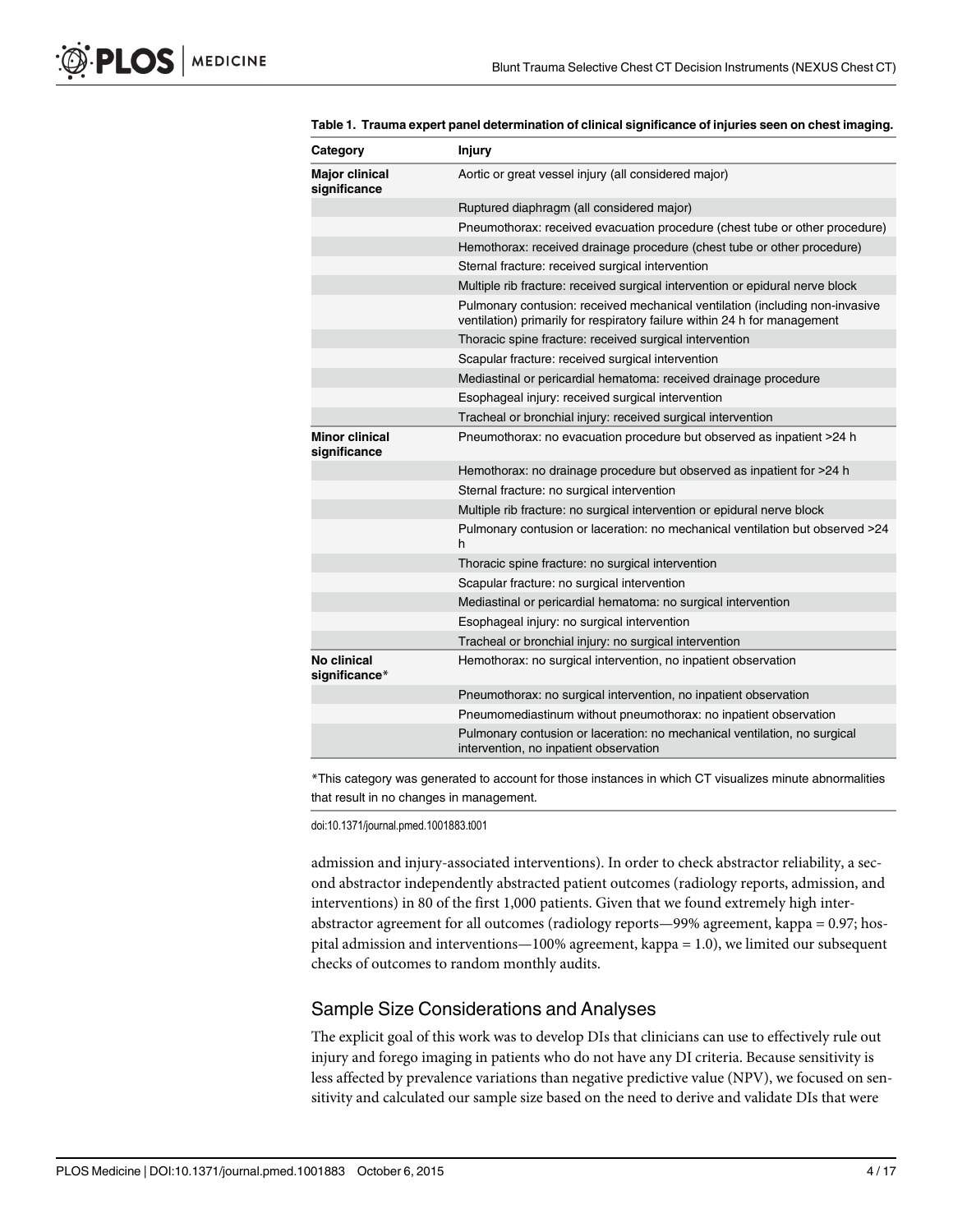**Table 1. Trauma expert panel determination of clinical significance of injuries seen on chest imaging.**

| Category | Injury |
|---|---|
| **Major clinical significance** | Aortic or great vessel injury (all considered major) |
| | Ruptured diaphragm (all considered major) |
| | Pneumothorax: received evacuation procedure (chest tube or other procedure) |
| | Hemothorax: received drainage procedure (chest tube or other procedure) |
| | Sternal fracture: received surgical intervention |
| | Multiple rib fracture: received surgical intervention or epidural nerve block |
| | Pulmonary contusion: received mechanical ventilation (including non-invasive ventilation) primarily for respiratory failure within 24 h for management |
| | Thoracic spine fracture: received surgical intervention |
| | Scapular fracture: received surgical intervention |
| | Mediastinal or pericardial hematoma: received drainage procedure |
| | Esophageal injury: received surgical intervention |
| | Tracheal or bronchial injury: received surgical intervention |
| **Minor clinical significance** | Pneumothorax: no evacuation procedure but observed as inpatient >24 h |
| | Hemothorax: no drainage procedure but observed as inpatient for >24 h |
| | Sternal fracture: no surgical intervention |
| | Multiple rib fracture: no surgical intervention or epidural nerve block |
| | Pulmonary contusion or laceration: no mechanical ventilation but observed >24 h |
| | Thoracic spine fracture: no surgical intervention |
| | Scapular fracture: no surgical intervention |
| | Mediastinal or pericardial hematoma: no surgical intervention |
| | Esophageal injury: no surgical intervention |
| | Tracheal or bronchial injury: no surgical intervention |
| **No clinical significance*** | Hemothorax: no surgical intervention, no inpatient observation |
| | Pneumothorax: no surgical intervention, no inpatient observation |
| | Pneumomediastinum without pneumothorax: no inpatient observation |
| | Pulmonary contusion or laceration: no mechanical ventilation, no surgical intervention, no inpatient observation |

*This category was generated to account for those instances in which CT visualizes minute abnormalities that result in no changes in management.

doi:10.1371/journal.pmed.1001883.t001

admission and injury-associated interventions). In order to check abstractor reliability, a second abstractor independently abstracted patient outcomes (radiology reports, admission, and interventions) in 80 of the first 1,000 patients. Given that we found extremely high inter-abstractor agreement for all outcomes (radiology reports—99% agreement, kappa = 0.97; hospital admission and interventions—100% agreement, kappa = 1.0), we limited our subsequent checks of outcomes to random monthly audits.

## Sample Size Considerations and Analyses

The explicit goal of this work was to develop DIs that clinicians can use to effectively rule out injury and forego imaging in patients who do not have any DI criteria. Because sensitivity is less affected by prevalence variations than negative predictive value (NPV), we focused on sensitivity and calculated our sample size based on the need to derive and validate DIs that were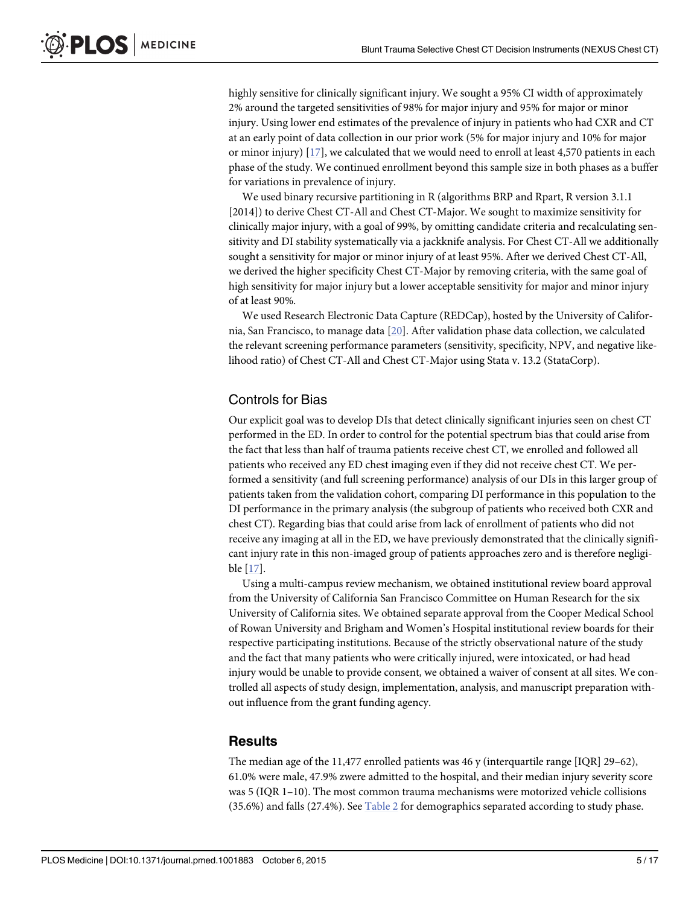highly sensitive for clinically significant injury. We sought a 95% CI width of approximately 2% around the targeted sensitivities of 98% for major injury and 95% for major or minor injury. Using lower end estimates of the prevalence of injury in patients who had CXR and CT at an early point of data collection in our prior work (5% for major injury and 10% for major or minor injury) [17], we calculated that we would need to enroll at least 4,570 patients in each phase of the study. We continued enrollment beyond this sample size in both phases as a buffer for variations in prevalence of injury.

We used binary recursive partitioning in R (algorithms BRP and Rpart, R version 3.1.1 [2014]) to derive Chest CT-All and Chest CT-Major. We sought to maximize sensitivity for clinically major injury, with a goal of 99%, by omitting candidate criteria and recalculating sensitivity and DI stability systematically via a jackknife analysis. For Chest CT-All we additionally sought a sensitivity for major or minor injury of at least 95%. After we derived Chest CT-All, we derived the higher specificity Chest CT-Major by removing criteria, with the same goal of high sensitivity for major injury but a lower acceptable sensitivity for major and minor injury of at least 90%.

We used Research Electronic Data Capture (REDCap), hosted by the University of California, San Francisco, to manage data [20]. After validation phase data collection, we calculated the relevant screening performance parameters (sensitivity, specificity, NPV, and negative likelihood ratio) of Chest CT-All and Chest CT-Major using Stata v. 13.2 (StataCorp).

### Controls for Bias

Our explicit goal was to develop DIs that detect clinically significant injuries seen on chest CT performed in the ED. In order to control for the potential spectrum bias that could arise from the fact that less than half of trauma patients receive chest CT, we enrolled and followed all patients who received any ED chest imaging even if they did not receive chest CT. We performed a sensitivity (and full screening performance) analysis of our DIs in this larger group of patients taken from the validation cohort, comparing DI performance in this population to the DI performance in the primary analysis (the subgroup of patients who received both CXR and chest CT). Regarding bias that could arise from lack of enrollment of patients who did not receive any imaging at all in the ED, we have previously demonstrated that the clinically significant injury rate in this non-imaged group of patients approaches zero and is therefore negligible [17].

Using a multi-campus review mechanism, we obtained institutional review board approval from the University of California San Francisco Committee on Human Research for the six University of California sites. We obtained separate approval from the Cooper Medical School of Rowan University and Brigham and Women's Hospital institutional review boards for their respective participating institutions. Because of the strictly observational nature of the study and the fact that many patients who were critically injured, were intoxicated, or had head injury would be unable to provide consent, we obtained a waiver of consent at all sites. We controlled all aspects of study design, implementation, analysis, and manuscript preparation without influence from the grant funding agency.

## Results

The median age of the 11,477 enrolled patients was 46 y (interquartile range [IQR] 29–62), 61.0% were male, 47.9% zwere admitted to the hospital, and their median injury severity score was 5 (IQR 1–10). The most common trauma mechanisms were motorized vehicle collisions (35.6%) and falls (27.4%). See Table 2 for demographics separated according to study phase.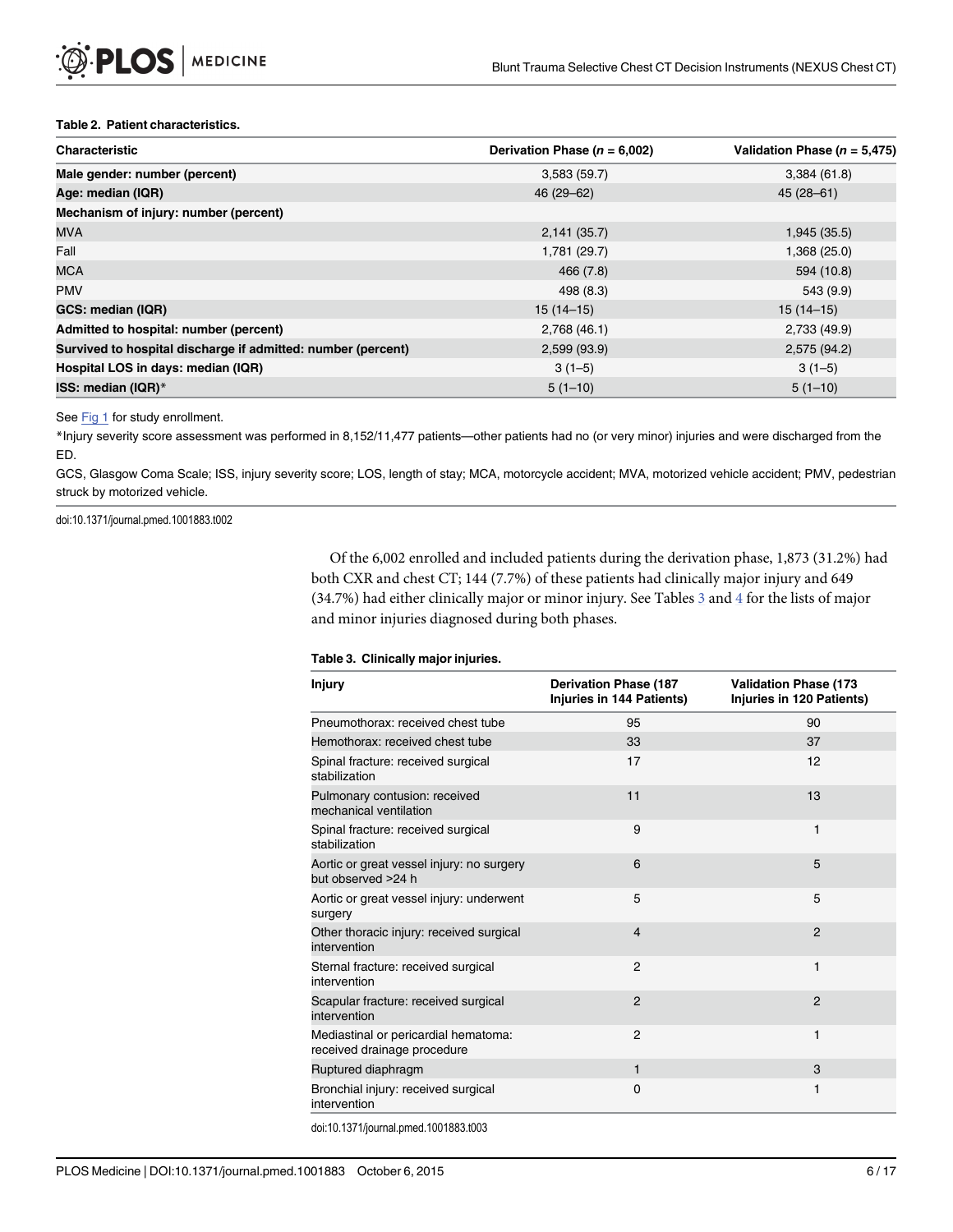**Table 2. Patient characteristics.**

| Characteristic | Derivation Phase (*n* = 6,002) | Validation Phase (*n* = 5,475) |
|---|---|---|
| **Male gender: number (percent)** | 3,583 (59.7) | 3,384 (61.8) |
| **Age: median (IQR)** | 46 (29–62) | 45 (28–61) |
| **Mechanism of injury: number (percent)** | | |
| MVA | 2,141 (35.7) | 1,945 (35.5) |
| Fall | 1,781 (29.7) | 1,368 (25.0) |
| MCA | 466 (7.8) | 594 (10.8) |
| PMV | 498 (8.3) | 543 (9.9) |
| **GCS: median (IQR)** | 15 (14–15) | 15 (14–15) |
| **Admitted to hospital: number (percent)** | 2,768 (46.1) | 2,733 (49.9) |
| **Survived to hospital discharge if admitted: number (percent)** | 2,599 (93.9) | 2,575 (94.2) |
| **Hospital LOS in days: median (IQR)** | 3 (1–5) | 3 (1–5) |
| **ISS: median (IQR)*** | 5 (1–10) | 5 (1–10) |

See Fig 1 for study enrollment.

*Injury severity score assessment was performed in 8,152/11,477 patients—other patients had no (or very minor) injuries and were discharged from the ED.

GCS, Glasgow Coma Scale; ISS, injury severity score; LOS, length of stay; MCA, motorcycle accident; MVA, motorized vehicle accident; PMV, pedestrian struck by motorized vehicle.

doi:10.1371/journal.pmed.1001883.t002

Of the 6,002 enrolled and included patients during the derivation phase, 1,873 (31.2%) had both CXR and chest CT; 144 (7.7%) of these patients had clinically major injury and 649 (34.7%) had either clinically major or minor injury. See Tables 3 and 4 for the lists of major and minor injuries diagnosed during both phases.

**Table 3. Clinically major injuries.**

| Injury | Derivation Phase (187 Injuries in 144 Patients) | Validation Phase (173 Injuries in 120 Patients) |
|---|---|---|
| Pneumothorax: received chest tube | 95 | 90 |
| Hemothorax: received chest tube | 33 | 37 |
| Spinal fracture: received surgical stabilization | 17 | 12 |
| Pulmonary contusion: received mechanical ventilation | 11 | 13 |
| Spinal fracture: received surgical stabilization | 9 | 1 |
| Aortic or great vessel injury: no surgery but observed >24 h | 6 | 5 |
| Aortic or great vessel injury: underwent surgery | 5 | 5 |
| Other thoracic injury: received surgical intervention | 4 | 2 |
| Sternal fracture: received surgical intervention | 2 | 1 |
| Scapular fracture: received surgical intervention | 2 | 2 |
| Mediastinal or pericardial hematoma: received drainage procedure | 2 | 1 |
| Ruptured diaphragm | 1 | 3 |
| Bronchial injury: received surgical intervention | 0 | 1 |

doi:10.1371/journal.pmed.1001883.t003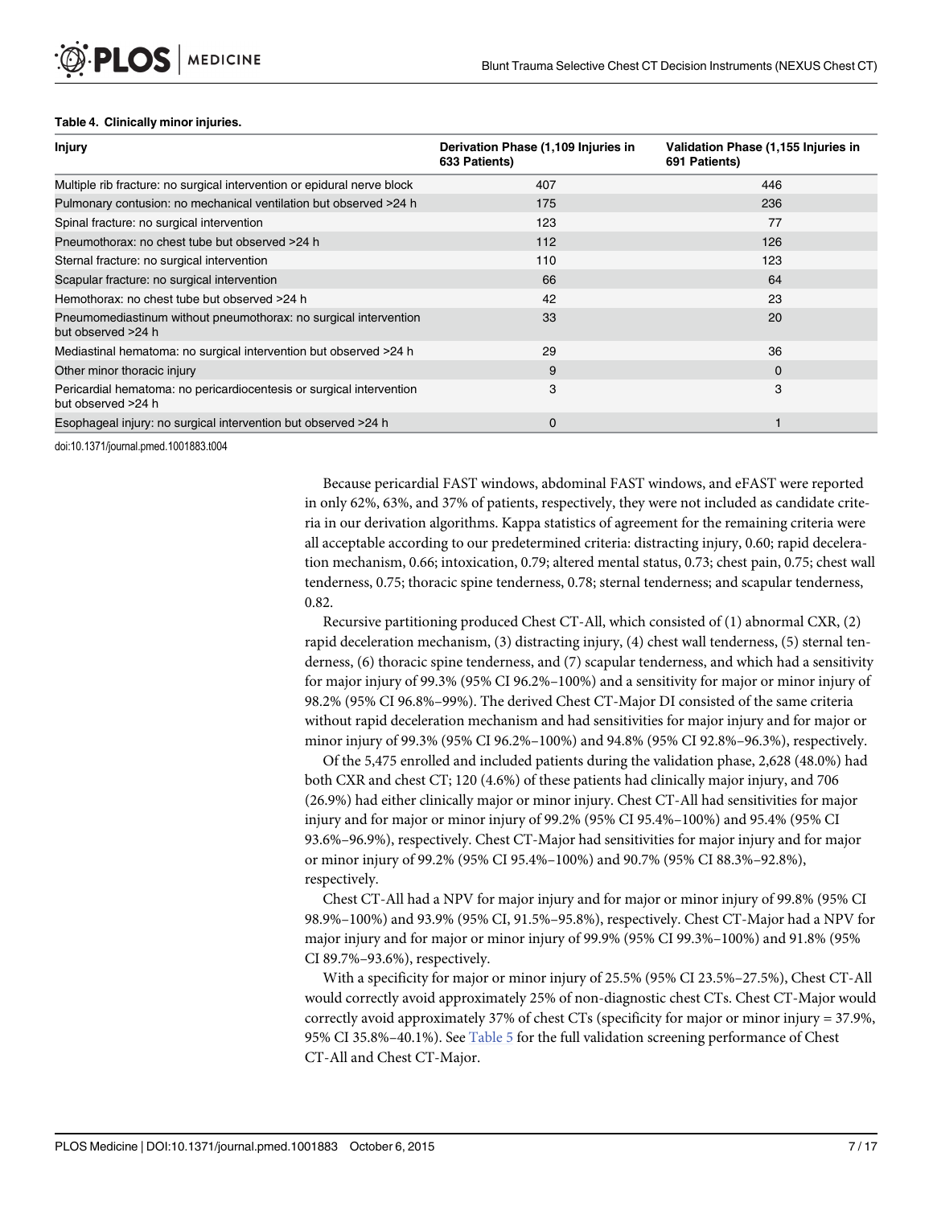**Table 4. Clinically minor injuries.**

| Injury | Derivation Phase (1,109 Injuries in 633 Patients) | Validation Phase (1,155 Injuries in 691 Patients) |
|---|---|---|
| Multiple rib fracture: no surgical intervention or epidural nerve block | 407 | 446 |
| Pulmonary contusion: no mechanical ventilation but observed >24 h | 175 | 236 |
| Spinal fracture: no surgical intervention | 123 | 77 |
| Pneumothorax: no chest tube but observed >24 h | 112 | 126 |
| Sternal fracture: no surgical intervention | 110 | 123 |
| Scapular fracture: no surgical intervention | 66 | 64 |
| Hemothorax: no chest tube but observed >24 h | 42 | 23 |
| Pneumomediastinum without pneumothorax: no surgical intervention but observed >24 h | 33 | 20 |
| Mediastinal hematoma: no surgical intervention but observed >24 h | 29 | 36 |
| Other minor thoracic injury | 9 | 0 |
| Pericardial hematoma: no pericardiocentesis or surgical intervention but observed >24 h | 3 | 3 |
| Esophageal injury: no surgical intervention but observed >24 h | 0 | 1 |

doi:10.1371/journal.pmed.1001883.t004

Because pericardial FAST windows, abdominal FAST windows, and eFAST were reported in only 62%, 63%, and 37% of patients, respectively, they were not included as candidate criteria in our derivation algorithms. Kappa statistics of agreement for the remaining criteria were all acceptable according to our predetermined criteria: distracting injury, 0.60; rapid deceleration mechanism, 0.66; intoxication, 0.79; altered mental status, 0.73; chest pain, 0.75; chest wall tenderness, 0.75; thoracic spine tenderness, 0.78; sternal tenderness; and scapular tenderness, 0.82.

Recursive partitioning produced Chest CT-All, which consisted of (1) abnormal CXR, (2) rapid deceleration mechanism, (3) distracting injury, (4) chest wall tenderness, (5) sternal tenderness, (6) thoracic spine tenderness, and (7) scapular tenderness, and which had a sensitivity for major injury of 99.3% (95% CI 96.2%–100%) and a sensitivity for major or minor injury of 98.2% (95% CI 96.8%–99%). The derived Chest CT-Major DI consisted of the same criteria without rapid deceleration mechanism and had sensitivities for major injury and for major or minor injury of 99.3% (95% CI 96.2%–100%) and 94.8% (95% CI 92.8%–96.3%), respectively.

Of the 5,475 enrolled and included patients during the validation phase, 2,628 (48.0%) had both CXR and chest CT; 120 (4.6%) of these patients had clinically major injury, and 706 (26.9%) had either clinically major or minor injury. Chest CT-All had sensitivities for major injury and for major or minor injury of 99.2% (95% CI 95.4%–100%) and 95.4% (95% CI 93.6%–96.9%), respectively. Chest CT-Major had sensitivities for major injury and for major or minor injury of 99.2% (95% CI 95.4%–100%) and 90.7% (95% CI 88.3%–92.8%), respectively.

Chest CT-All had a NPV for major injury and for major or minor injury of 99.8% (95% CI 98.9%–100%) and 93.9% (95% CI, 91.5%–95.8%), respectively. Chest CT-Major had a NPV for major injury and for major or minor injury of 99.9% (95% CI 99.3%–100%) and 91.8% (95% CI 89.7%–93.6%), respectively.

With a specificity for major or minor injury of 25.5% (95% CI 23.5%–27.5%), Chest CT-All would correctly avoid approximately 25% of non-diagnostic chest CTs. Chest CT-Major would correctly avoid approximately 37% of chest CTs (specificity for major or minor injury = 37.9%, 95% CI 35.8%–40.1%). See Table 5 for the full validation screening performance of Chest CT-All and Chest CT-Major.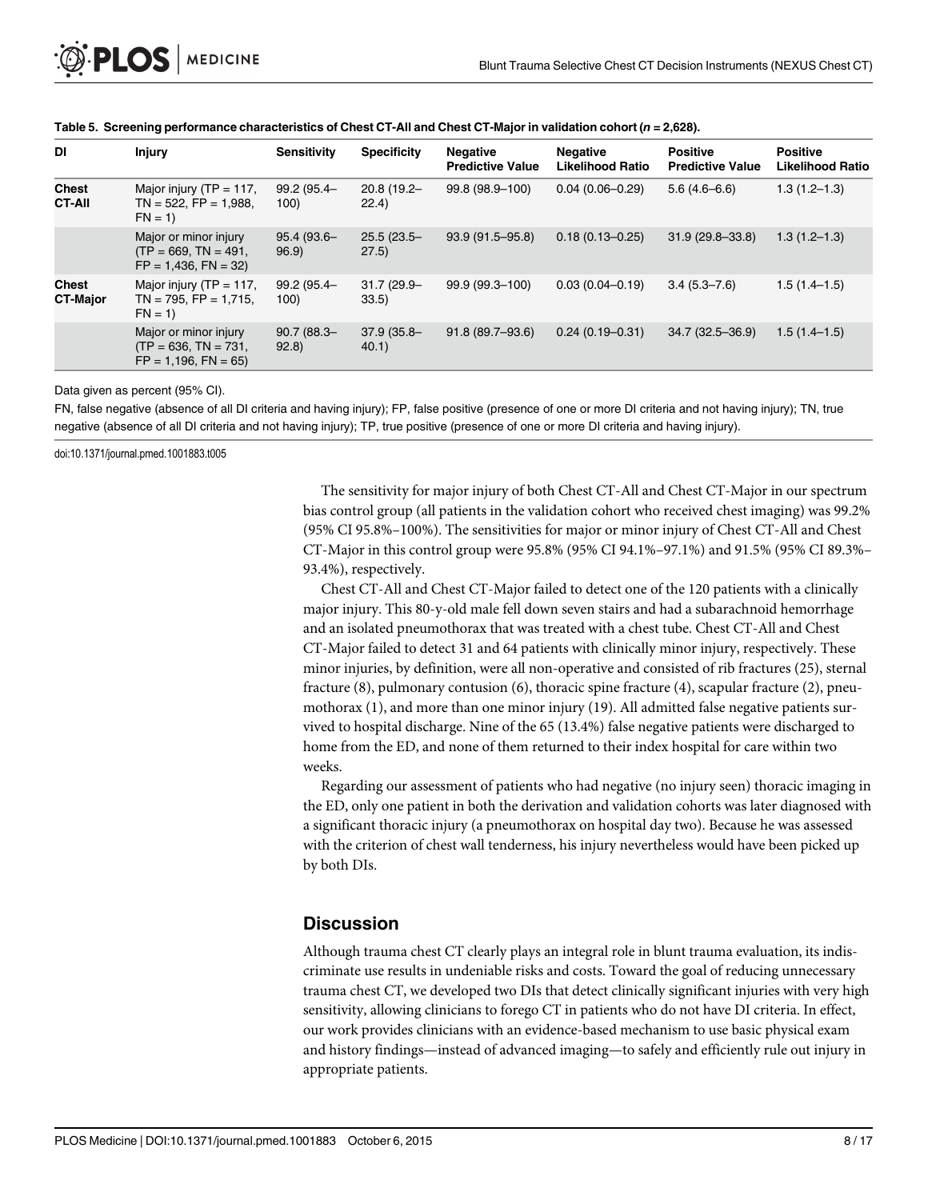**Table 5. Screening performance characteristics of Chest CT-All and Chest CT-Major in validation cohort (*n* = 2,628).**

| DI | Injury | Sensitivity | Specificity | Negative Predictive Value | Negative Likelihood Ratio | Positive Predictive Value | Positive Likelihood Ratio |
|---|---|---|---|---|---|---|---|
| **Chest CT-All** | Major injury (TP = 117, TN = 522, FP = 1,988, FN = 1) | 99.2 (95.4–100) | 20.8 (19.2–22.4) | 99.8 (98.9–100) | 0.04 (0.06–0.29) | 5.6 (4.6–6.6) | 1.3 (1.2–1.3) |
| | Major or minor injury (TP = 669, TN = 491, FP = 1,436, FN = 32) | 95.4 (93.6–96.9) | 25.5 (23.5–27.5) | 93.9 (91.5–95.8) | 0.18 (0.13–0.25) | 31.9 (29.8–33.8) | 1.3 (1.2–1.3) |
| **Chest CT-Major** | Major injury (TP = 117, TN = 795, FP = 1,715, FN = 1) | 99.2 (95.4–100) | 31.7 (29.9–33.5) | 99.9 (99.3–100) | 0.03 (0.04–0.19) | 3.4 (5.3–7.6) | 1.5 (1.4–1.5) |
| | Major or minor injury (TP = 636, TN = 731, FP = 1,196, FN = 65) | 90.7 (88.3–92.8) | 37.9 (35.8–40.1) | 91.8 (89.7–93.6) | 0.24 (0.19–0.31) | 34.7 (32.5–36.9) | 1.5 (1.4–1.5) |

Data given as percent (95% CI).

FN, false negative (absence of all DI criteria and having injury); FP, false positive (presence of one or more DI criteria and not having injury); TN, true negative (absence of all DI criteria and not having injury); TP, true positive (presence of one or more DI criteria and having injury).

doi:10.1371/journal.pmed.1001883.t005

The sensitivity for major injury of both Chest CT-All and Chest CT-Major in our spectrum bias control group (all patients in the validation cohort who received chest imaging) was 99.2% (95% CI 95.8%–100%). The sensitivities for major or minor injury of Chest CT-All and Chest CT-Major in this control group were 95.8% (95% CI 94.1%–97.1%) and 91.5% (95% CI 89.3%–93.4%), respectively.

Chest CT-All and Chest CT-Major failed to detect one of the 120 patients with a clinically major injury. This 80-y-old male fell down seven stairs and had a subarachnoid hemorrhage and an isolated pneumothorax that was treated with a chest tube. Chest CT-All and Chest CT-Major failed to detect 31 and 64 patients with clinically minor injury, respectively. These minor injuries, by definition, were all non-operative and consisted of rib fractures (25), sternal fracture (8), pulmonary contusion (6), thoracic spine fracture (4), scapular fracture (2), pneumothorax (1), and more than one minor injury (19). All admitted false negative patients survived to hospital discharge. Nine of the 65 (13.4%) false negative patients were discharged to home from the ED, and none of them returned to their index hospital for care within two weeks.

Regarding our assessment of patients who had negative (no injury seen) thoracic imaging in the ED, only one patient in both the derivation and validation cohorts was later diagnosed with a significant thoracic injury (a pneumothorax on hospital day two). Because he was assessed with the criterion of chest wall tenderness, his injury nevertheless would have been picked up by both DIs.

## Discussion

Although trauma chest CT clearly plays an integral role in blunt trauma evaluation, its indiscriminate use results in undeniable risks and costs. Toward the goal of reducing unnecessary trauma chest CT, we developed two DIs that detect clinically significant injuries with very high sensitivity, allowing clinicians to forego CT in patients who do not have DI criteria. In effect, our work provides clinicians with an evidence-based mechanism to use basic physical exam and history findings—instead of advanced imaging—to safely and efficiently rule out injury in appropriate patients.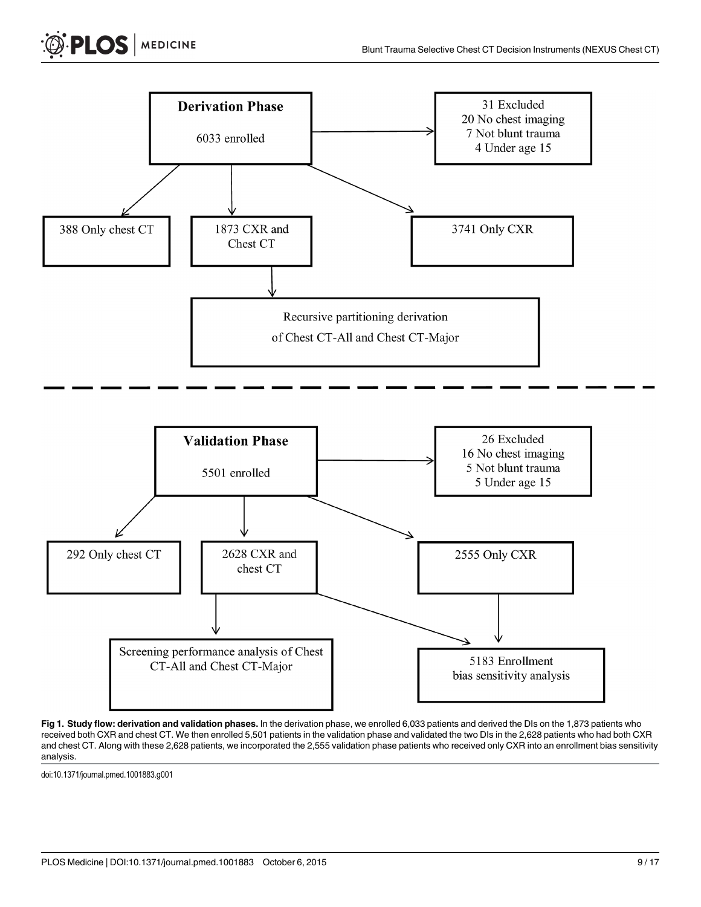**Derivation Phase**

6033 enrolled

31 Excluded
20 No chest imaging
7 Not blunt trauma
4 Under age 15

388 Only chest CT

1873 CXR and Chest CT

3741 Only CXR

Recursive partitioning derivation of Chest CT-All and Chest CT-Major

**Validation Phase**

5501 enrolled

26 Excluded
16 No chest imaging
5 Not blunt trauma
5 Under age 15

292 Only chest CT

2628 CXR and chest CT

2555 Only CXR

Screening performance analysis of Chest CT-All and Chest CT-Major

5183 Enrollment bias sensitivity analysis

**Fig 1. Study flow: derivation and validation phases.** In the derivation phase, we enrolled 6,033 patients and derived the DIs on the 1,873 patients who received both CXR and chest CT. We then enrolled 5,501 patients in the validation phase and validated the two DIs in the 2,628 patients who had both CXR and chest CT. Along with these 2,628 patients, we incorporated the 2,555 validation phase patients who received only CXR into an enrollment bias sensitivity analysis.

doi:10.1371/journal.pmed.1001883.g001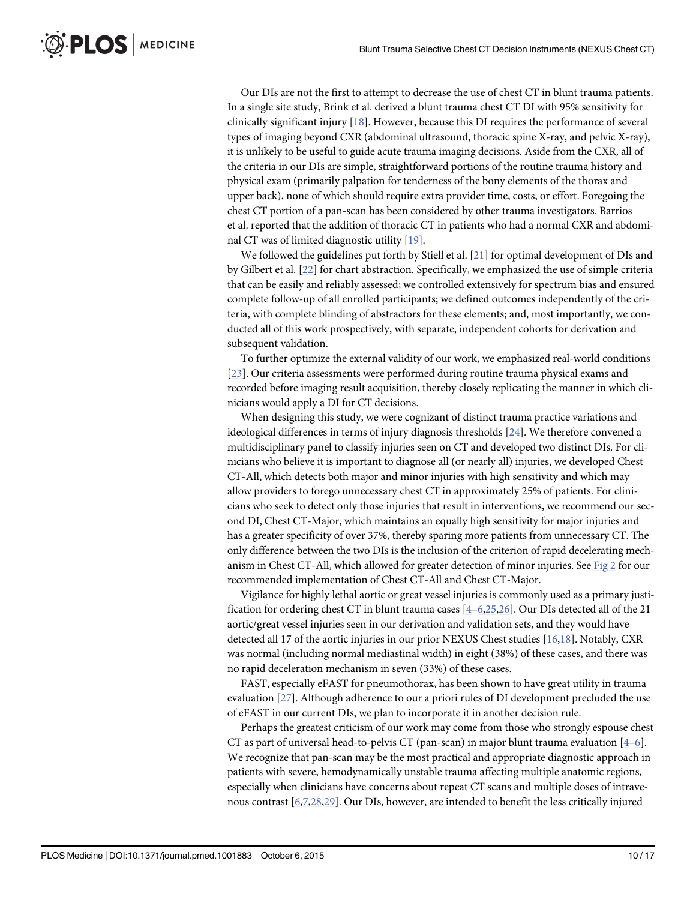Our DIs are not the first to attempt to decrease the use of chest CT in blunt trauma patients. In a single site study, Brink et al. derived a blunt trauma chest CT DI with 95% sensitivity for clinically significant injury [18]. However, because this DI requires the performance of several types of imaging beyond CXR (abdominal ultrasound, thoracic spine X-ray, and pelvic X-ray), it is unlikely to be useful to guide acute trauma imaging decisions. Aside from the CXR, all of the criteria in our DIs are simple, straightforward portions of the routine trauma history and physical exam (primarily palpation for tenderness of the bony elements of the thorax and upper back), none of which should require extra provider time, costs, or effort. Foregoing the chest CT portion of a pan-scan has been considered by other trauma investigators. Barrios et al. reported that the addition of thoracic CT in patients who had a normal CXR and abdominal CT was of limited diagnostic utility [19].

We followed the guidelines put forth by Stiell et al. [21] for optimal development of DIs and by Gilbert et al. [22] for chart abstraction. Specifically, we emphasized the use of simple criteria that can be easily and reliably assessed; we controlled extensively for spectrum bias and ensured complete follow-up of all enrolled participants; we defined outcomes independently of the criteria, with complete blinding of abstractors for these elements; and, most importantly, we conducted all of this work prospectively, with separate, independent cohorts for derivation and subsequent validation.

To further optimize the external validity of our work, we emphasized real-world conditions [23]. Our criteria assessments were performed during routine trauma physical exams and recorded before imaging result acquisition, thereby closely replicating the manner in which clinicians would apply a DI for CT decisions.

When designing this study, we were cognizant of distinct trauma practice variations and ideological differences in terms of injury diagnosis thresholds [24]. We therefore convened a multidisciplinary panel to classify injuries seen on CT and developed two distinct DIs. For clinicians who believe it is important to diagnose all (or nearly all) injuries, we developed Chest CT-All, which detects both major and minor injuries with high sensitivity and which may allow providers to forego unnecessary chest CT in approximately 25% of patients. For clinicians who seek to detect only those injuries that result in interventions, we recommend our second DI, Chest CT-Major, which maintains an equally high sensitivity for major injuries and has a greater specificity of over 37%, thereby sparing more patients from unnecessary CT. The only difference between the two DIs is the inclusion of the criterion of rapid decelerating mechanism in Chest CT-All, which allowed for greater detection of minor injuries. See Fig 2 for our recommended implementation of Chest CT-All and Chest CT-Major.

Vigilance for highly lethal aortic or great vessel injuries is commonly used as a primary justification for ordering chest CT in blunt trauma cases [4–6,25,26]. Our DIs detected all of the 21 aortic/great vessel injuries seen in our derivation and validation sets, and they would have detected all 17 of the aortic injuries in our prior NEXUS Chest studies [16,18]. Notably, CXR was normal (including normal mediastinal width) in eight (38%) of these cases, and there was no rapid deceleration mechanism in seven (33%) of these cases.

FAST, especially eFAST for pneumothorax, has been shown to have great utility in trauma evaluation [27]. Although adherence to our a priori rules of DI development precluded the use of eFAST in our current DIs, we plan to incorporate it in another decision rule.

Perhaps the greatest criticism of our work may come from those who strongly espouse chest CT as part of universal head-to-pelvis CT (pan-scan) in major blunt trauma evaluation [4–6]. We recognize that pan-scan may be the most practical and appropriate diagnostic approach in patients with severe, hemodynamically unstable trauma affecting multiple anatomic regions, especially when clinicians have concerns about repeat CT scans and multiple doses of intravenous contrast [6,7,28,29]. Our DIs, however, are intended to benefit the less critically injured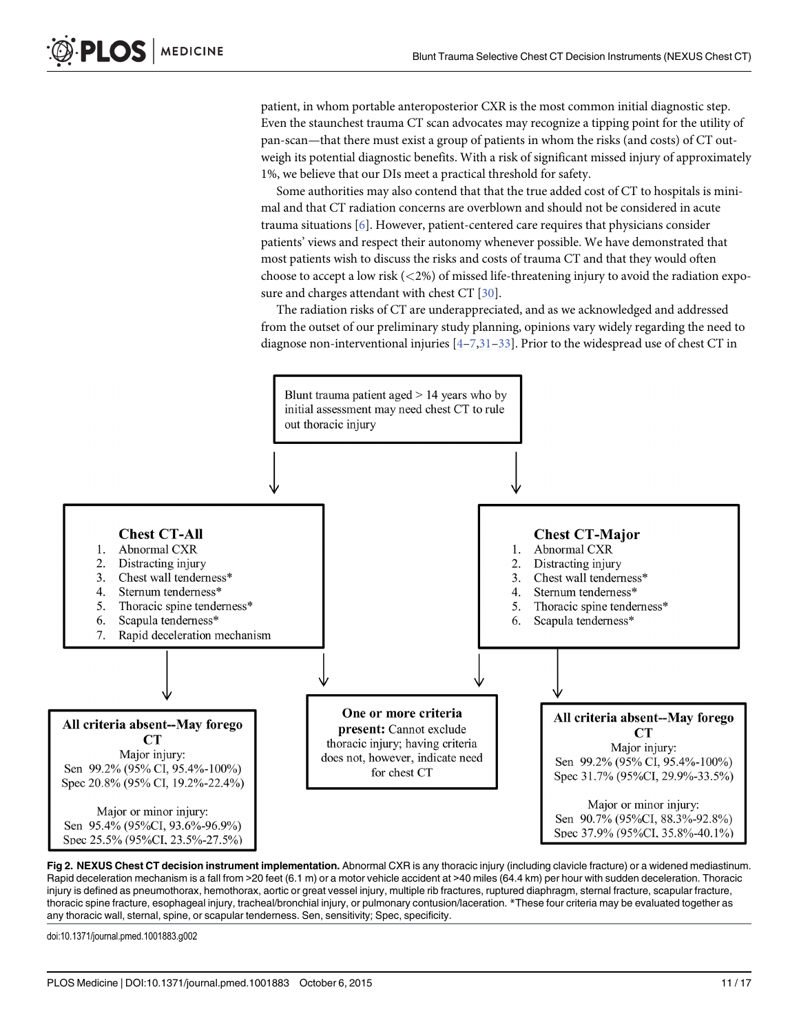patient, in whom portable anteroposterior CXR is the most common initial diagnostic step. Even the staunchest trauma CT scan advocates may recognize a tipping point for the utility of pan-scan—that there must exist a group of patients in whom the risks (and costs) of CT outweigh its potential diagnostic benefits. With a risk of significant missed injury of approximately 1%, we believe that our DIs meet a practical threshold for safety.

Some authorities may also contend that that the true added cost of CT to hospitals is minimal and that CT radiation concerns are overblown and should not be considered in acute trauma situations [6]. However, patient-centered care requires that physicians consider patients' views and respect their autonomy whenever possible. We have demonstrated that most patients wish to discuss the risks and costs of trauma CT and that they would often choose to accept a low risk (<2%) of missed life-threatening injury to avoid the radiation exposure and charges attendant with chest CT [30].

The radiation risks of CT are underappreciated, and as we acknowledged and addressed from the outset of our preliminary study planning, opinions vary widely regarding the need to diagnose non-interventional injuries [4–7,31–33]. Prior to the widespread use of chest CT in

Blunt trauma patient aged > 14 years who by initial assessment may need chest CT to rule out thoracic injury

**Chest CT-All**
1. Abnormal CXR
2. Distracting injury
3. Chest wall tenderness*
4. Sternum tenderness*
5. Thoracic spine tenderness*
6. Scapula tenderness*
7. Rapid deceleration mechanism

**Chest CT-Major**
1. Abnormal CXR
2. Distracting injury
3. Chest wall tenderness*
4. Sternum tenderness*
5. Thoracic spine tenderness*
6. Scapula tenderness*

**All criteria absent--May forego CT** (Chest CT-All)
Major injury:
Sen 99.2% (95% CI, 95.4%-100%)
Spec 20.8% (95% CI, 19.2%-22.4%)

Major or minor injury:
Sen 95.4% (95%CI, 93.6%-96.9%)
Spec 25.5% (95%CI, 23.5%-27.5%)

**One or more criteria present:** Cannot exclude thoracic injury; having criteria does not, however, indicate need for chest CT

**All criteria absent--May forego CT** (Chest CT-Major)
Major injury:
Sen 99.2% (95% CI, 95.4%-100%)
Spec 31.7% (95%CI, 29.9%-33.5%)

Major or minor injury:
Sen 90.7% (95%CI, 88.3%-92.8%)
Spec 37.9% (95%CI, 35.8%-40.1%)

**Fig 2. NEXUS Chest CT decision instrument implementation.** Abnormal CXR is any thoracic injury (including clavicle fracture) or a widened mediastinum. Rapid deceleration mechanism is a fall from >20 feet (6.1 m) or a motor vehicle accident at >40 miles (64.4 km) per hour with sudden deceleration. Thoracic injury is defined as pneumothorax, hemothorax, aortic or great vessel injury, multiple rib fractures, ruptured diaphragm, sternal fracture, scapular fracture, thoracic spine fracture, esophageal injury, tracheal/bronchial injury, or pulmonary contusion/laceration. *These four criteria may be evaluated together as any thoracic wall, sternal, spine, or scapular tenderness. Sen, sensitivity; Spec, specificity.

doi:10.1371/journal.pmed.1001883.g002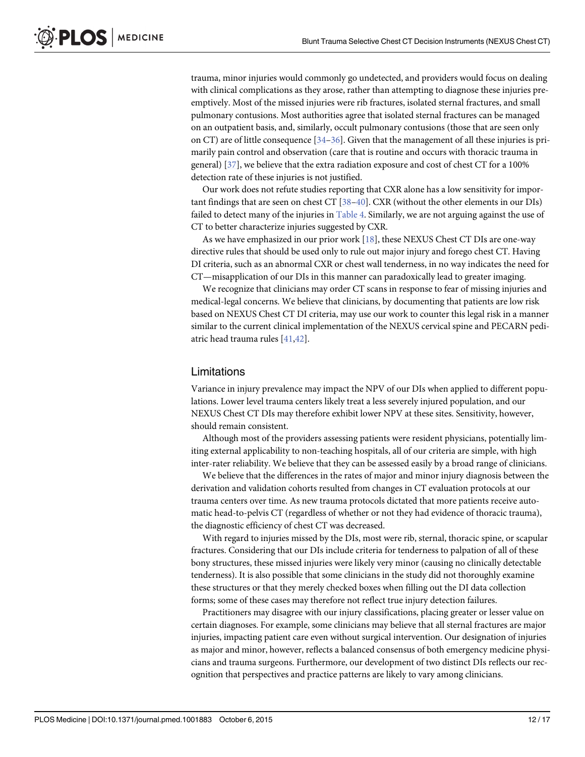trauma, minor injuries would commonly go undetected, and providers would focus on dealing with clinical complications as they arose, rather than attempting to diagnose these injuries preemptively. Most of the missed injuries were rib fractures, isolated sternal fractures, and small pulmonary contusions. Most authorities agree that isolated sternal fractures can be managed on an outpatient basis, and, similarly, occult pulmonary contusions (those that are seen only on CT) are of little consequence [34–36]. Given that the management of all these injuries is primarily pain control and observation (care that is routine and occurs with thoracic trauma in general) [37], we believe that the extra radiation exposure and cost of chest CT for a 100% detection rate of these injuries is not justified.

Our work does not refute studies reporting that CXR alone has a low sensitivity for important findings that are seen on chest CT [38–40]. CXR (without the other elements in our DIs) failed to detect many of the injuries in Table 4. Similarly, we are not arguing against the use of CT to better characterize injuries suggested by CXR.

As we have emphasized in our prior work [18], these NEXUS Chest CT DIs are one-way directive rules that should be used only to rule out major injury and forego chest CT. Having DI criteria, such as an abnormal CXR or chest wall tenderness, in no way indicates the need for CT—misapplication of our DIs in this manner can paradoxically lead to greater imaging.

We recognize that clinicians may order CT scans in response to fear of missing injuries and medical-legal concerns. We believe that clinicians, by documenting that patients are low risk based on NEXUS Chest CT DI criteria, may use our work to counter this legal risk in a manner similar to the current clinical implementation of the NEXUS cervical spine and PECARN pediatric head trauma rules [41,42].

## Limitations

Variance in injury prevalence may impact the NPV of our DIs when applied to different populations. Lower level trauma centers likely treat a less severely injured population, and our NEXUS Chest CT DIs may therefore exhibit lower NPV at these sites. Sensitivity, however, should remain consistent.

Although most of the providers assessing patients were resident physicians, potentially limiting external applicability to non-teaching hospitals, all of our criteria are simple, with high inter-rater reliability. We believe that they can be assessed easily by a broad range of clinicians.

We believe that the differences in the rates of major and minor injury diagnosis between the derivation and validation cohorts resulted from changes in CT evaluation protocols at our trauma centers over time. As new trauma protocols dictated that more patients receive automatic head-to-pelvis CT (regardless of whether or not they had evidence of thoracic trauma), the diagnostic efficiency of chest CT was decreased.

With regard to injuries missed by the DIs, most were rib, sternal, thoracic spine, or scapular fractures. Considering that our DIs include criteria for tenderness to palpation of all of these bony structures, these missed injuries were likely very minor (causing no clinically detectable tenderness). It is also possible that some clinicians in the study did not thoroughly examine these structures or that they merely checked boxes when filling out the DI data collection forms; some of these cases may therefore not reflect true injury detection failures.

Practitioners may disagree with our injury classifications, placing greater or lesser value on certain diagnoses. For example, some clinicians may believe that all sternal fractures are major injuries, impacting patient care even without surgical intervention. Our designation of injuries as major and minor, however, reflects a balanced consensus of both emergency medicine physicians and trauma surgeons. Furthermore, our development of two distinct DIs reflects our recognition that perspectives and practice patterns are likely to vary among clinicians.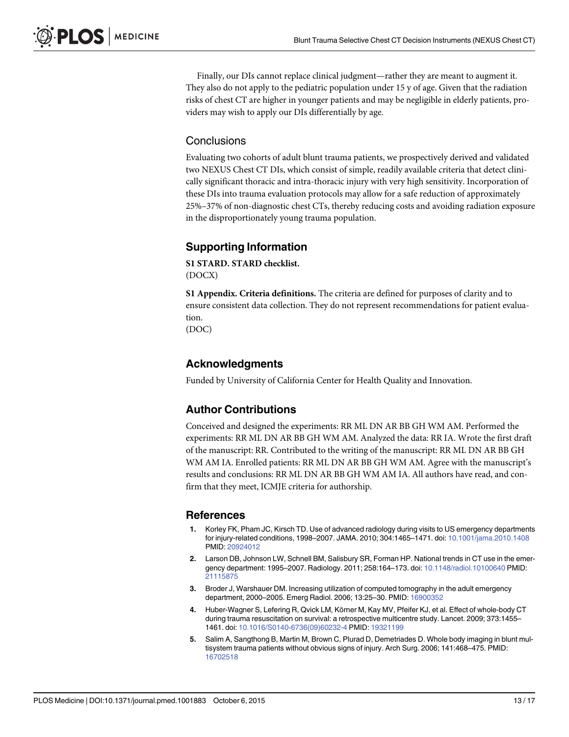Finally, our DIs cannot replace clinical judgment—rather they are meant to augment it. They also do not apply to the pediatric population under 15 y of age. Given that the radiation risks of chest CT are higher in younger patients and may be negligible in elderly patients, providers may wish to apply our DIs differentially by age.

## Conclusions

Evaluating two cohorts of adult blunt trauma patients, we prospectively derived and validated two NEXUS Chest CT DIs, which consist of simple, readily available criteria that detect clinically significant thoracic and intra-thoracic injury with very high sensitivity. Incorporation of these DIs into trauma evaluation protocols may allow for a safe reduction of approximately 25%–37% of non-diagnostic chest CTs, thereby reducing costs and avoiding radiation exposure in the disproportionately young trauma population.

## Supporting Information

**S1 STARD. STARD checklist.**
(DOCX)

**S1 Appendix. Criteria definitions.** The criteria are defined for purposes of clarity and to ensure consistent data collection. They do not represent recommendations for patient evaluation.
(DOC)

## Acknowledgments

Funded by University of California Center for Health Quality and Innovation.

## Author Contributions

Conceived and designed the experiments: RR ML DN AR BB GH WM AM. Performed the experiments: RR ML DN AR BB GH WM AM. Analyzed the data: RR IA. Wrote the first draft of the manuscript: RR. Contributed to the writing of the manuscript: RR ML DN AR BB GH WM AM IA. Enrolled patients: RR ML DN AR BB GH WM AM. Agree with the manuscript's results and conclusions: RR ML DN AR BB GH WM AM IA. All authors have read, and confirm that they meet, ICMJE criteria for authorship.

## References

1. Korley FK, Pham JC, Kirsch TD. Use of advanced radiology during visits to US emergency departments for injury-related conditions, 1998–2007. JAMA. 2010; 304:1465–1471. doi: 10.1001/jama.2010.1408 PMID: 20924012
2. Larson DB, Johnson LW, Schnell BM, Salisbury SR, Forman HP. National trends in CT use in the emergency department: 1995–2007. Radiology. 2011; 258:164–173. doi: 10.1148/radiol.10100640 PMID: 21115875
3. Broder J, Warshauer DM. Increasing utilization of computed tomography in the adult emergency department, 2000–2005. Emerg Radiol. 2006; 13:25–30. PMID: 16900352
4. Huber-Wagner S, Lefering R, Qvick LM, Körner M, Kay MV, Pfeifer KJ, et al. Effect of whole-body CT during trauma resuscitation on survival: a retrospective multicentre study. Lancet. 2009; 373:1455–1461. doi: 10.1016/S0140-6736(09)60232-4 PMID: 19321199
5. Salim A, Sangthong B, Martin M, Brown C, Plurad D, Demetriades D. Whole body imaging in blunt multisystem trauma patients without obvious signs of injury. Arch Surg. 2006; 141:468–475. PMID: 16702518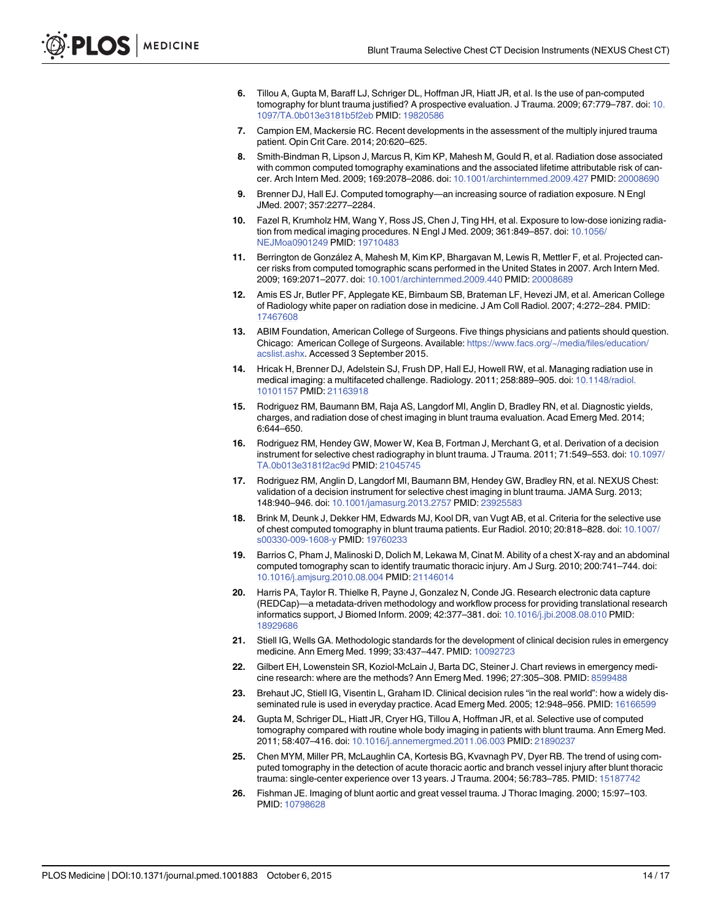6. Tillou A, Gupta M, Baraff LJ, Schriger DL, Hoffman JR, Hiatt JR, et al. Is the use of pan-computed tomography for blunt trauma justified? A prospective evaluation. J Trauma. 2009; 67:779–787. doi: 10.1097/TA.0b013e3181b5f2eb PMID: 19820586
7. Campion EM, Mackersie RC. Recent developments in the assessment of the multiply injured trauma patient. Opin Crit Care. 2014; 20:620–625.
8. Smith-Bindman R, Lipson J, Marcus R, Kim KP, Mahesh M, Gould R, et al. Radiation dose associated with common computed tomography examinations and the associated lifetime attributable risk of cancer. Arch Intern Med. 2009; 169:2078–2086. doi: 10.1001/archinternmed.2009.427 PMID: 20008690
9. Brenner DJ, Hall EJ. Computed tomography—an increasing source of radiation exposure. N Engl JMed. 2007; 357:2277–2284.
10. Fazel R, Krumholz HM, Wang Y, Ross JS, Chen J, Ting HH, et al. Exposure to low-dose ionizing radiation from medical imaging procedures. N Engl J Med. 2009; 361:849–857. doi: 10.1056/NEJMoa0901249 PMID: 19710483
11. Berrington de González A, Mahesh M, Kim KP, Bhargavan M, Lewis R, Mettler F, et al. Projected cancer risks from computed tomographic scans performed in the United States in 2007. Arch Intern Med. 2009; 169:2071–2077. doi: 10.1001/archinternmed.2009.440 PMID: 20008689
12. Amis ES Jr, Butler PF, Applegate KE, Birnbaum SB, Brateman LF, Hevezi JM, et al. American College of Radiology white paper on radiation dose in medicine. J Am Coll Radiol. 2007; 4:272–284. PMID: 17467608
13. ABIM Foundation, American College of Surgeons. Five things physicians and patients should question. Chicago: American College of Surgeons. Available: https://www.facs.org/~/media/files/education/acslist.ashx. Accessed 3 September 2015.
14. Hricak H, Brenner DJ, Adelstein SJ, Frush DP, Hall EJ, Howell RW, et al. Managing radiation use in medical imaging: a multifaceted challenge. Radiology. 2011; 258:889–905. doi: 10.1148/radiol.10101157 PMID: 21163918
15. Rodriguez RM, Baumann BM, Raja AS, Langdorf MI, Anglin D, Bradley RN, et al. Diagnostic yields, charges, and radiation dose of chest imaging in blunt trauma evaluation. Acad Emerg Med. 2014; 6:644–650.
16. Rodriguez RM, Hendey GW, Mower W, Kea B, Fortman J, Merchant G, et al. Derivation of a decision instrument for selective chest radiography in blunt trauma. J Trauma. 2011; 71:549–553. doi: 10.1097/TA.0b013e3181f2ac9d PMID: 21045745
17. Rodriguez RM, Anglin D, Langdorf MI, Baumann BM, Hendey GW, Bradley RN, et al. NEXUS Chest: validation of a decision instrument for selective chest imaging in blunt trauma. JAMA Surg. 2013; 148:940–946. doi: 10.1001/jamasurg.2013.2757 PMID: 23925583
18. Brink M, Deunk J, Dekker HM, Edwards MJ, Kool DR, van Vugt AB, et al. Criteria for the selective use of chest computed tomography in blunt trauma patients. Eur Radiol. 2010; 20:818–828. doi: 10.1007/s00330-009-1608-y PMID: 19760233
19. Barrios C, Pham J, Malinoski D, Dolich M, Lekawa M, Cinat M. Ability of a chest X-ray and an abdominal computed tomography scan to identify traumatic thoracic injury. Am J Surg. 2010; 200:741–744. doi: 10.1016/j.amjsurg.2010.08.004 PMID: 21146014
20. Harris PA, Taylor R. Thielke R, Payne J, Gonzalez N, Conde JG. Research electronic data capture (REDCap)—a metadata-driven methodology and workflow process for providing translational research informatics support, J Biomed Inform. 2009; 42:377–381. doi: 10.1016/j.jbi.2008.08.010 PMID: 18929686
21. Stiell IG, Wells GA. Methodologic standards for the development of clinical decision rules in emergency medicine. Ann Emerg Med. 1999; 33:437–447. PMID: 10092723
22. Gilbert EH, Lowenstein SR, Koziol-McLain J, Barta DC, Steiner J. Chart reviews in emergency medicine research: where are the methods? Ann Emerg Med. 1996; 27:305–308. PMID: 8599488
23. Brehaut JC, Stiell IG, Visentin L, Graham ID. Clinical decision rules "in the real world": how a widely disseminated rule is used in everyday practice. Acad Emerg Med. 2005; 12:948–956. PMID: 16166599
24. Gupta M, Schriger DL, Hiatt JR, Cryer HG, Tillou A, Hoffman JR, et al. Selective use of computed tomography compared with routine whole body imaging in patients with blunt trauma. Ann Emerg Med. 2011; 58:407–416. doi: 10.1016/j.annemergmed.2011.06.003 PMID: 21890237
25. Chen MYM, Miller PR, McLaughlin CA, Kortesis BG, Kvavnagh PV, Dyer RB. The trend of using computed tomography in the detection of acute thoracic aortic and branch vessel injury after blunt thoracic trauma: single-center experience over 13 years. J Trauma. 2004; 56:783–785. PMID: 15187742
26. Fishman JE. Imaging of blunt aortic and great vessel trauma. J Thorac Imaging. 2000; 15:97–103. PMID: 10798628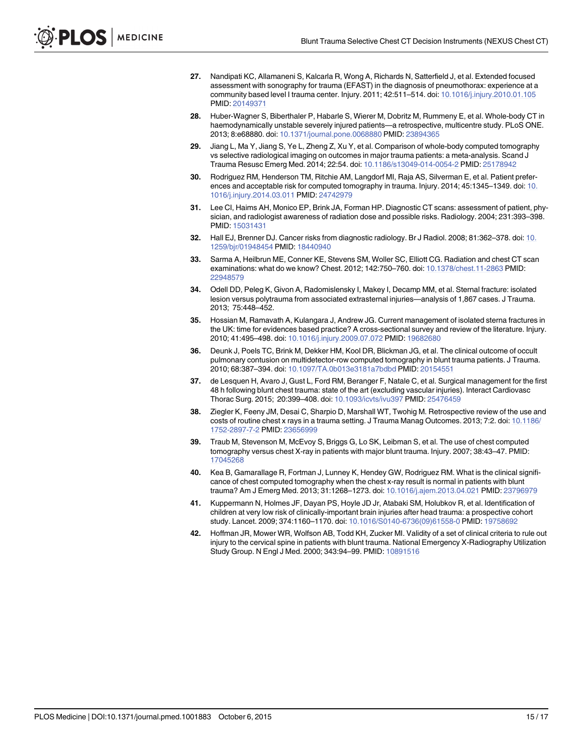27. Nandipati KC, Allamaneni S, Kalcarla R, Wong A, Richards N, Satterfield J, et al. Extended focused assessment with sonography for trauma (EFAST) in the diagnosis of pneumothorax: experience at a community based level I trauma center. Injury. 2011; 42:511–514. doi: 10.1016/j.injury.2010.01.105 PMID: 20149371

28. Huber-Wagner S, Biberthaler P, Habarle S, Wierer M, Dobritz M, Rummeny E, et al. Whole-body CT in haemodynamically unstable severely injured patients—a retrospective, multicentre study. PLoS ONE. 2013; 8:e68880. doi: 10.1371/journal.pone.0068880 PMID: 23894365

29. Jiang L, Ma Y, Jiang S, Ye L, Zheng Z, Xu Y, et al. Comparison of whole-body computed tomography vs selective radiological imaging on outcomes in major trauma patients: a meta-analysis. Scand J Trauma Resusc Emerg Med. 2014; 22:54. doi: 10.1186/s13049-014-0054-2 PMID: 25178942

30. Rodriguez RM, Henderson TM, Ritchie AM, Langdorf MI, Raja AS, Silverman E, et al. Patient preferences and acceptable risk for computed tomography in trauma. Injury. 2014; 45:1345–1349. doi: 10.1016/j.injury.2014.03.011 PMID: 24742979

31. Lee CI, Haims AH, Monico EP, Brink JA, Forman HP. Diagnostic CT scans: assessment of patient, physician, and radiologist awareness of radiation dose and possible risks. Radiology. 2004; 231:393–398. PMID: 15031431

32. Hall EJ, Brenner DJ. Cancer risks from diagnostic radiology. Br J Radiol. 2008; 81:362–378. doi: 10.1259/bjr/01948454 PMID: 18440940

33. Sarma A, Heilbrun ME, Conner KE, Stevens SM, Woller SC, Elliott CG. Radiation and chest CT scan examinations: what do we know? Chest. 2012; 142:750–760. doi: 10.1378/chest.11-2863 PMID: 22948579

34. Odell DD, Peleg K, Givon A, Radomislensky I, Makey I, Decamp MM, et al. Sternal fracture: isolated lesion versus polytrauma from associated extrasternal injuries—analysis of 1,867 cases. J Trauma. 2013; 75:448–452.

35. Hossian M, Ramavath A, Kulangara J, Andrew JG. Current management of isolated sterna fractures in the UK: time for evidences based practice? A cross-sectional survey and review of the literature. Injury. 2010; 41:495–498. doi: 10.1016/j.injury.2009.07.072 PMID: 19682680

36. Deunk J, Poels TC, Brink M, Dekker HM, Kool DR, Blickman JG, et al. The clinical outcome of occult pulmonary contusion on multidetector-row computed tomography in blunt trauma patients. J Trauma. 2010; 68:387–394. doi: 10.1097/TA.0b013e3181a7bdbd PMID: 20154551

37. de Lesquen H, Avaro J, Gust L, Ford RM, Beranger F, Natale C, et al. Surgical management for the first 48 h following blunt chest trauma: state of the art (excluding vascular injuries). Interact Cardiovasc Thorac Surg. 2015; 20:399–408. doi: 10.1093/icvts/ivu397 PMID: 25476459

38. Ziegler K, Feeny JM, Desai C, Sharpio D, Marshall WT, Twohig M. Retrospective review of the use and costs of routine chest x rays in a trauma setting. J Trauma Manag Outcomes. 2013; 7:2. doi: 10.1186/1752-2897-7-2 PMID: 23656999

39. Traub M, Stevenson M, McEvoy S, Briggs G, Lo SK, Leibman S, et al. The use of chest computed tomography versus chest X-ray in patients with major blunt trauma. Injury. 2007; 38:43–47. PMID: 17045268

40. Kea B, Gamarallage R, Fortman J, Lunney K, Hendey GW, Rodriguez RM. What is the clinical significance of chest computed tomography when the chest x-ray result is normal in patients with blunt trauma? Am J Emerg Med. 2013; 31:1268–1273. doi: 10.1016/j.ajem.2013.04.021 PMID: 23796979

41. Kuppermann N, Holmes JF, Dayan PS, Hoyle JD Jr, Atabaki SM, Holubkov R, et al. Identification of children at very low risk of clinically-important brain injuries after head trauma: a prospective cohort study. Lancet. 2009; 374:1160–1170. doi: 10.1016/S0140-6736(09)61558-0 PMID: 19758692

42. Hoffman JR, Mower WR, Wolfson AB, Todd KH, Zucker MI. Validity of a set of clinical criteria to rule out injury to the cervical spine in patients with blunt trauma. National Emergency X-Radiography Utilization Study Group. N Engl J Med. 2000; 343:94–99. PMID: 10891516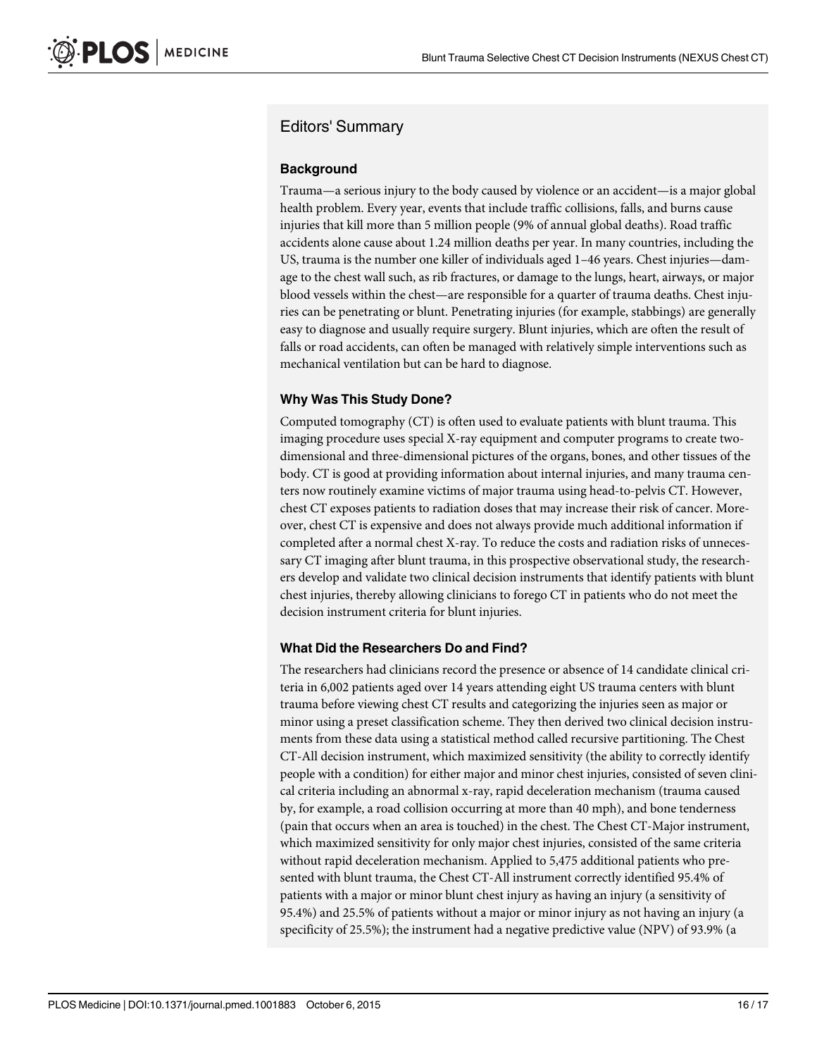## Editors' Summary

### Background

Trauma—a serious injury to the body caused by violence or an accident—is a major global health problem. Every year, events that include traffic collisions, falls, and burns cause injuries that kill more than 5 million people (9% of annual global deaths). Road traffic accidents alone cause about 1.24 million deaths per year. In many countries, including the US, trauma is the number one killer of individuals aged 1–46 years. Chest injuries—damage to the chest wall such, as rib fractures, or damage to the lungs, heart, airways, or major blood vessels within the chest—are responsible for a quarter of trauma deaths. Chest injuries can be penetrating or blunt. Penetrating injuries (for example, stabbings) are generally easy to diagnose and usually require surgery. Blunt injuries, which are often the result of falls or road accidents, can often be managed with relatively simple interventions such as mechanical ventilation but can be hard to diagnose.

### Why Was This Study Done?

Computed tomography (CT) is often used to evaluate patients with blunt trauma. This imaging procedure uses special X-ray equipment and computer programs to create two-dimensional and three-dimensional pictures of the organs, bones, and other tissues of the body. CT is good at providing information about internal injuries, and many trauma centers now routinely examine victims of major trauma using head-to-pelvis CT. However, chest CT exposes patients to radiation doses that may increase their risk of cancer. Moreover, chest CT is expensive and does not always provide much additional information if completed after a normal chest X-ray. To reduce the costs and radiation risks of unnecessary CT imaging after blunt trauma, in this prospective observational study, the researchers develop and validate two clinical decision instruments that identify patients with blunt chest injuries, thereby allowing clinicians to forego CT in patients who do not meet the decision instrument criteria for blunt injuries.

### What Did the Researchers Do and Find?

The researchers had clinicians record the presence or absence of 14 candidate clinical criteria in 6,002 patients aged over 14 years attending eight US trauma centers with blunt trauma before viewing chest CT results and categorizing the injuries seen as major or minor using a preset classification scheme. They then derived two clinical decision instruments from these data using a statistical method called recursive partitioning. The Chest CT-All decision instrument, which maximized sensitivity (the ability to correctly identify people with a condition) for either major and minor chest injuries, consisted of seven clinical criteria including an abnormal x-ray, rapid deceleration mechanism (trauma caused by, for example, a road collision occurring at more than 40 mph), and bone tenderness (pain that occurs when an area is touched) in the chest. The Chest CT-Major instrument, which maximized sensitivity for only major chest injuries, consisted of the same criteria without rapid deceleration mechanism. Applied to 5,475 additional patients who presented with blunt trauma, the Chest CT-All instrument correctly identified 95.4% of patients with a major or minor blunt chest injury as having an injury (a sensitivity of 95.4%) and 25.5% of patients without a major or minor injury as not having an injury (a specificity of 25.5%); the instrument had a negative predictive value (NPV) of 93.9% (a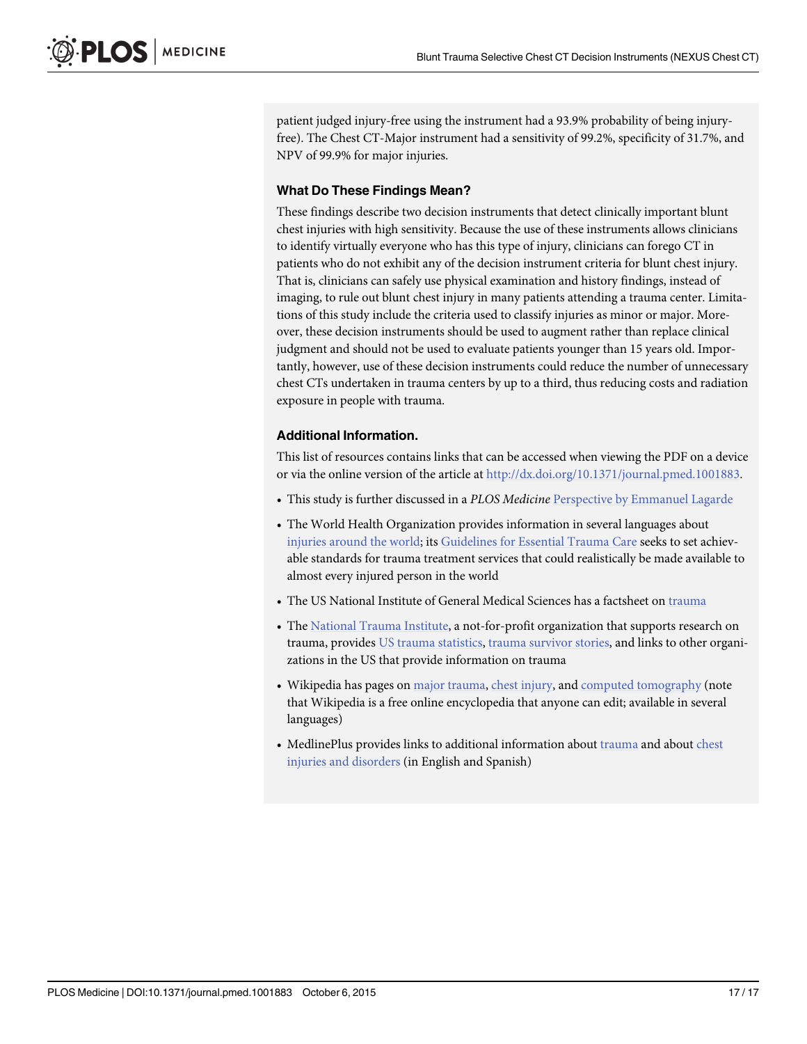patient judged injury-free using the instrument had a 93.9% probability of being injury-free). The Chest CT-Major instrument had a sensitivity of 99.2%, specificity of 31.7%, and NPV of 99.9% for major injuries.

### What Do These Findings Mean?

These findings describe two decision instruments that detect clinically important blunt chest injuries with high sensitivity. Because the use of these instruments allows clinicians to identify virtually everyone who has this type of injury, clinicians can forego CT in patients who do not exhibit any of the decision instrument criteria for blunt chest injury. That is, clinicians can safely use physical examination and history findings, instead of imaging, to rule out blunt chest injury in many patients attending a trauma center. Limitations of this study include the criteria used to classify injuries as minor or major. Moreover, these decision instruments should be used to augment rather than replace clinical judgment and should not be used to evaluate patients younger than 15 years old. Importantly, however, use of these decision instruments could reduce the number of unnecessary chest CTs undertaken in trauma centers by up to a third, thus reducing costs and radiation exposure in people with trauma.

### Additional Information.

This list of resources contains links that can be accessed when viewing the PDF on a device or via the online version of the article at http://dx.doi.org/10.1371/journal.pmed.1001883.

- This study is further discussed in a *PLOS Medicine* Perspective by Emmanuel Lagarde
- The World Health Organization provides information in several languages about injuries around the world; its Guidelines for Essential Trauma Care seeks to set achievable standards for trauma treatment services that could realistically be made available to almost every injured person in the world
- The US National Institute of General Medical Sciences has a factsheet on trauma
- The National Trauma Institute, a not-for-profit organization that supports research on trauma, provides US trauma statistics, trauma survivor stories, and links to other organizations in the US that provide information on trauma
- Wikipedia has pages on major trauma, chest injury, and computed tomography (note that Wikipedia is a free online encyclopedia that anyone can edit; available in several languages)
- MedlinePlus provides links to additional information about trauma and about chest injuries and disorders (in English and Spanish)